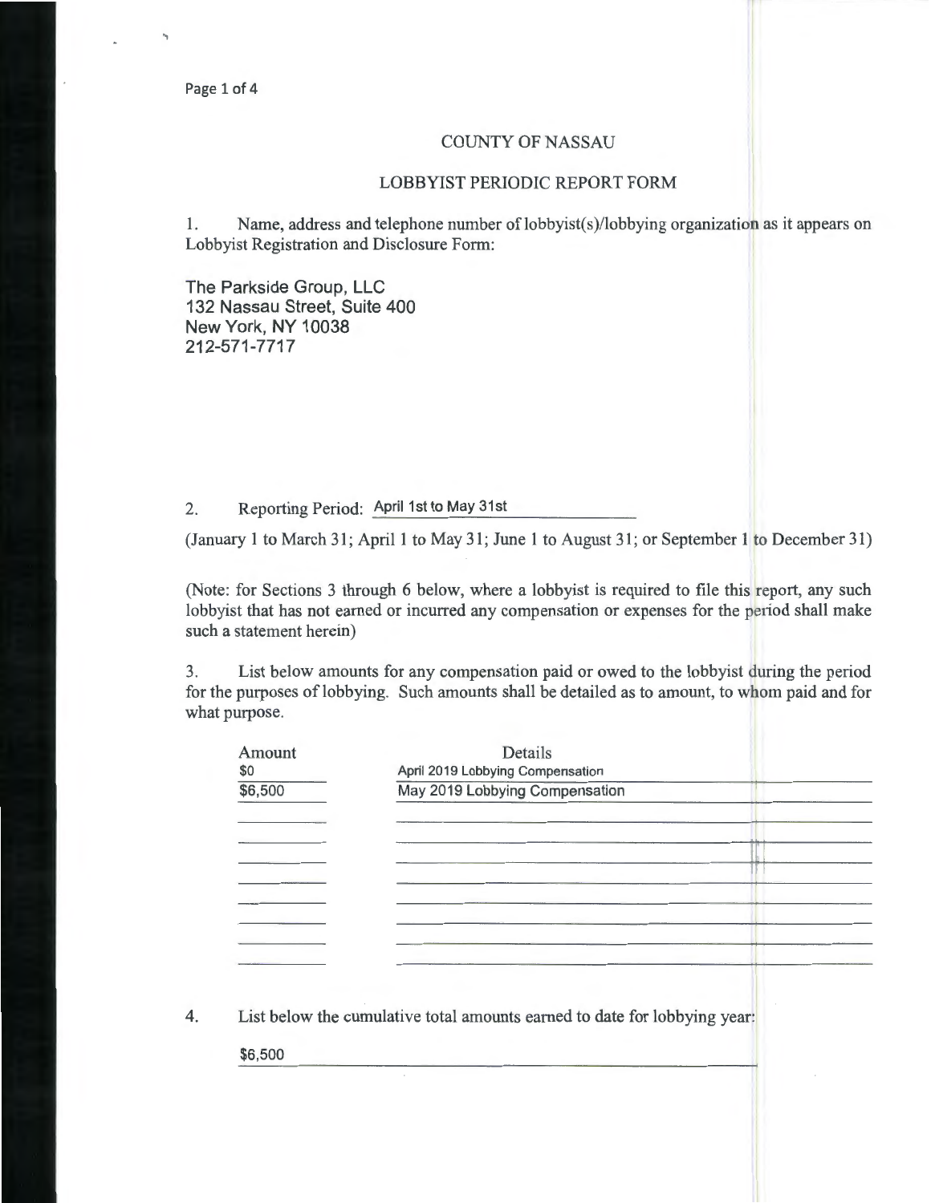# COUNTY OF NASSAU

## LOBBYIST PERIODIC REPORT FORM

1. Name, address and telephone number of lobbyist(s)/lobbying organization as it appears on Lobbyist Registration and Disclosure Form:

The Parkside Group, LLC
132 Nassau Street, Suite 400
New York, NY 10038
212-571-7717

2. Reporting Period: April 1st to May 31st

(January 1 to March 31; April 1 to May 31; June 1 to August 31; or September 1 to December 31)

(Note: for Sections 3 through 6 below, where a lobbyist is required to file this report, any such lobbyist that has not earned or incurred any compensation or expenses for the period shall make such a statement herein)

3. List below amounts for any compensation paid or owed to the lobbyist during the period for the purposes of lobbying. Such amounts shall be detailed as to amount, to whom paid and for what purpose.

| Amount | Details |
|---|---|
| $0 | April 2019 Lobbying Compensation |
| $6,500 | May 2019 Lobbying Compensation |

4. List below the cumulative total amounts earned to date for lobbying year:

$6,500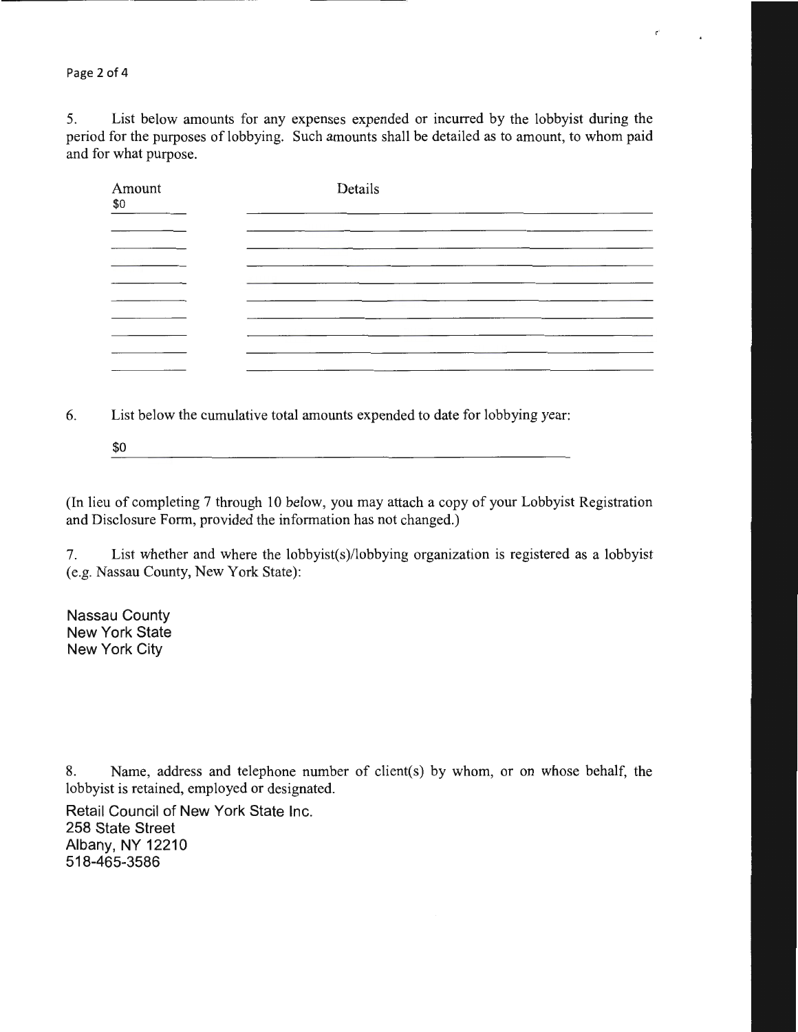5. List below amounts for any expenses expended or incurred by the lobbyist during the period for the purposes of lobbying. Such amounts shall be detailed as to amount, to whom paid and for what purpose.

| Amount | Details |
|---|---|
| $0 | |

6. List below the cumulative total amounts expended to date for lobbying year:

$0

(In lieu of completing 7 through 10 below, you may attach a copy of your Lobbyist Registration and Disclosure Form, provided the information has not changed.)

7. List whether and where the lobbyist(s)/lobbying organization is registered as a lobbyist (e.g. Nassau County, New York State):

Nassau County
New York State
New York City

8. Name, address and telephone number of client(s) by whom, or on whose behalf, the lobbyist is retained, employed or designated.

Retail Council of New York State Inc.
258 State Street
Albany, NY 12210
518-465-3586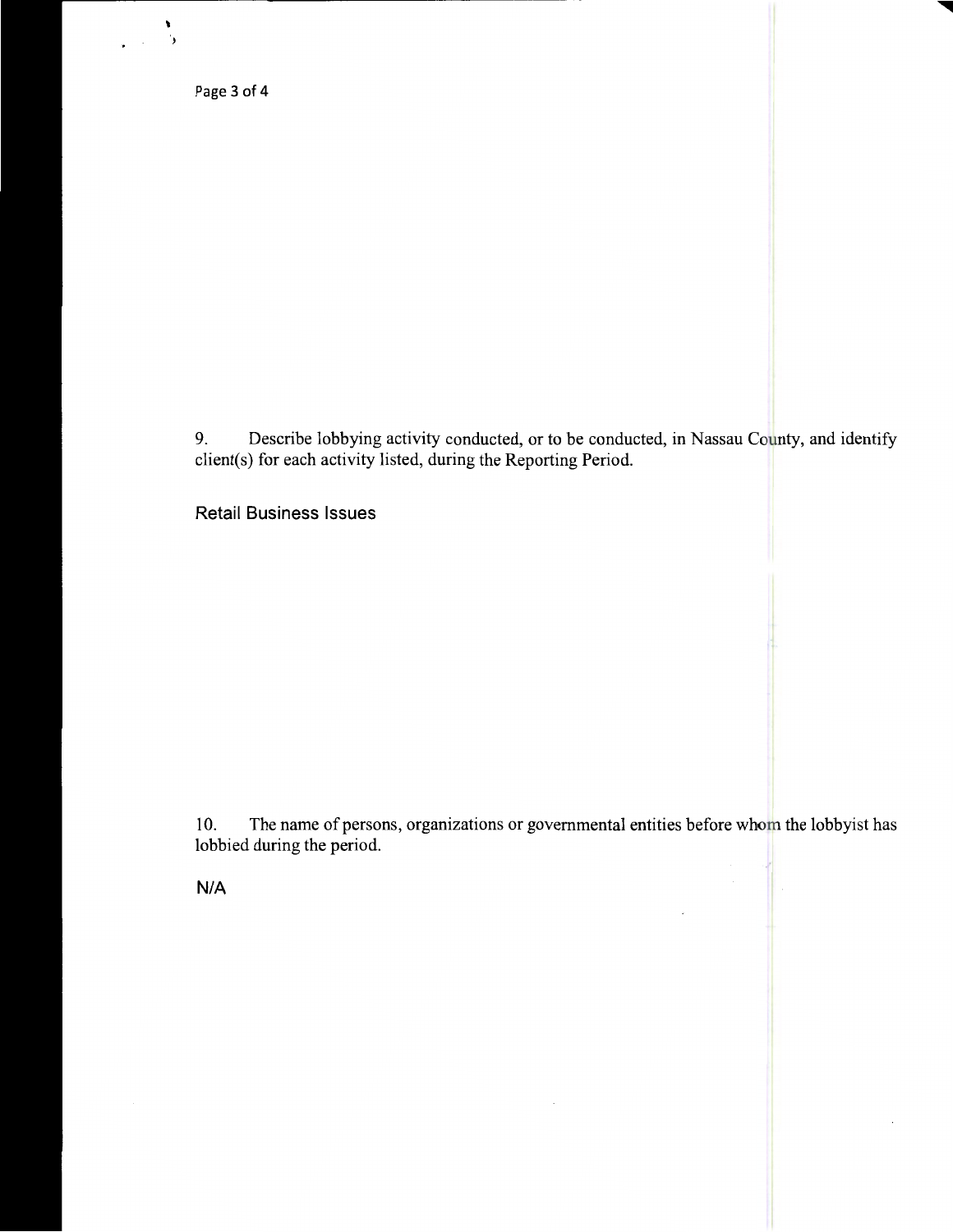9. Describe lobbying activity conducted, or to be conducted, in Nassau County, and identify client(s) for each activity listed, during the Reporting Period.

Retail Business Issues

10. The name of persons, organizations or governmental entities before whom the lobbyist has lobbied during the period.

N/A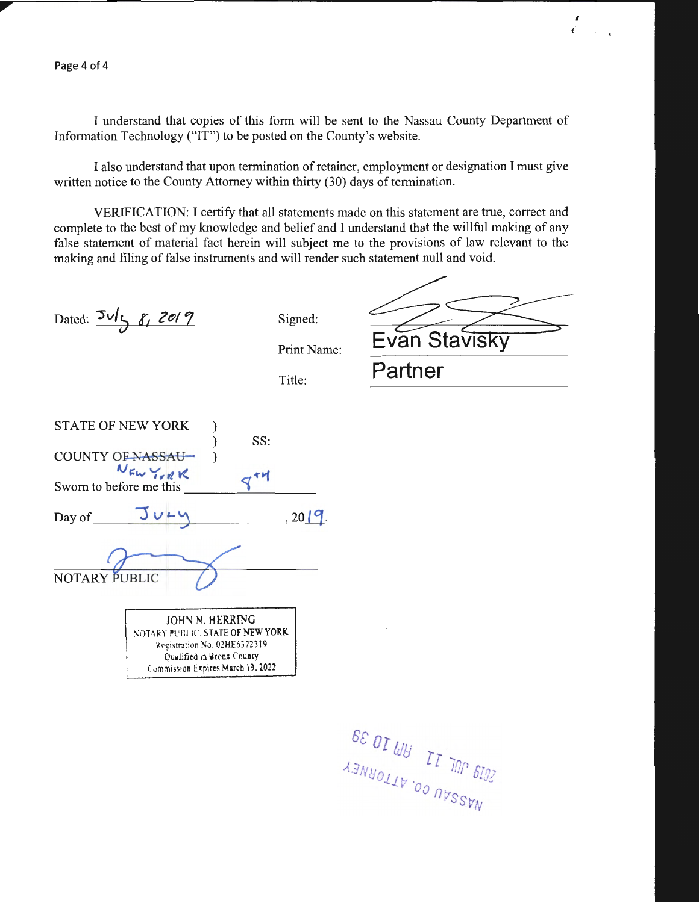I understand that copies of this form will be sent to the Nassau County Department of Information Technology ("IT") to be posted on the County's website.

I also understand that upon termination of retainer, employment or designation I must give written notice to the County Attorney within thirty (30) days of termination.

VERIFICATION: I certify that all statements made on this statement are true, correct and complete to the best of my knowledge and belief and I understand that the willful making of any false statement of material fact herein will subject me to the provisions of law relevant to the making and filing of false instruments and will render such statement null and void.

Dated: July 8, 2019

Signed:

Print Name: Evan Stavisky

Title: Partner

STATE OF NEW YORK )
) SS:
COUNTY OF ~~NASSAU~~ NEW YORK )

Sworn to before me this 8th

Day of July, 2019.

NOTARY PUBLIC

JOHN N. HERRING
NOTARY PUBLIC, STATE OF NEW YORK
Registration No. 02HE6372319
Qualified in Bronx County
Commission Expires March 19, 2022

2019 JUL 11 AM 10 39
NASSAU CO. ATTORNEY